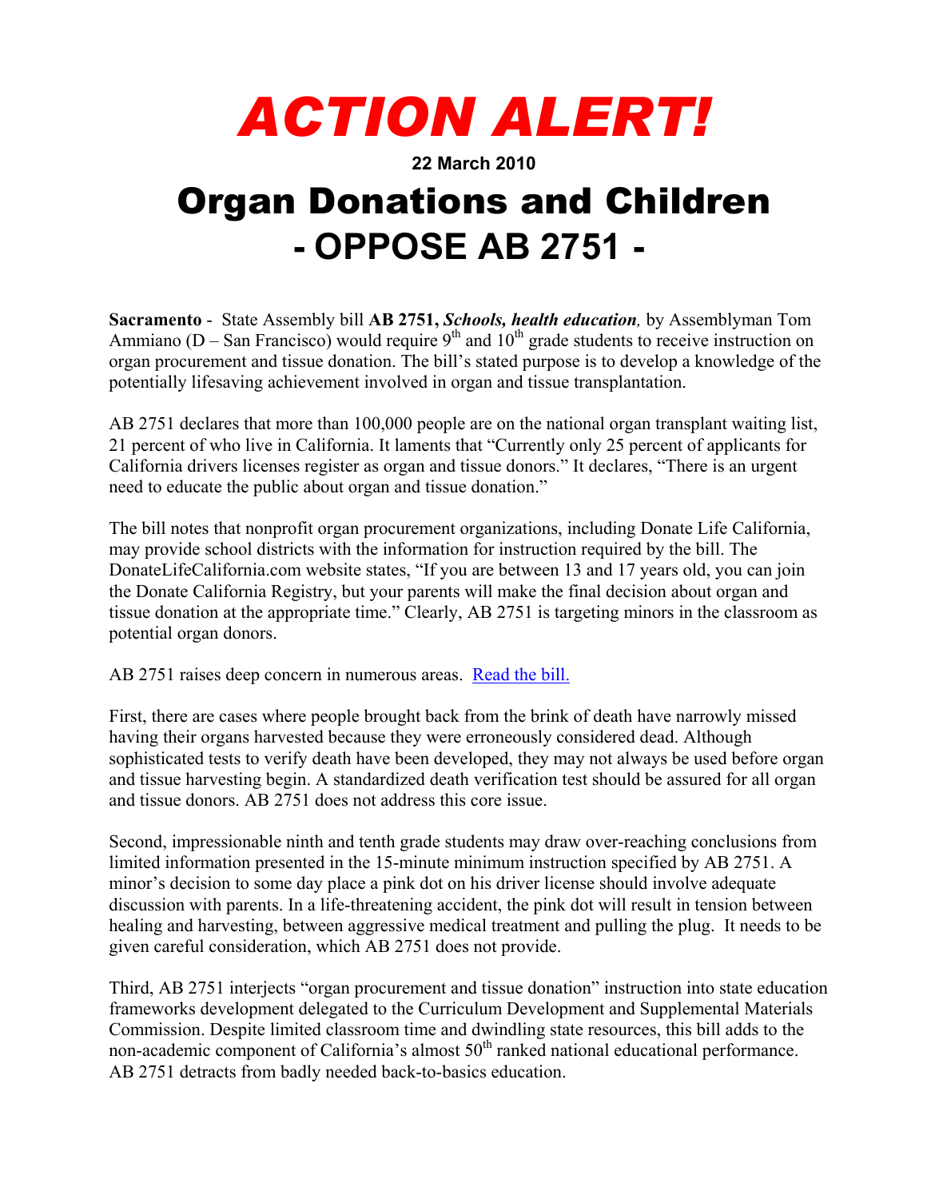# ACTION ALERT!

**22 March 2010**

# Organ Donations and Children
# - OPPOSE AB 2751 -

**Sacramento** - State Assembly bill **AB 2751, *Schools, health education*,** by Assemblyman Tom Ammiano (D – San Francisco) would require 9th and 10th grade students to receive instruction on organ procurement and tissue donation. The bill's stated purpose is to develop a knowledge of the potentially lifesaving achievement involved in organ and tissue transplantation.

AB 2751 declares that more than 100,000 people are on the national organ transplant waiting list, 21 percent of who live in California. It laments that "Currently only 25 percent of applicants for California drivers licenses register as organ and tissue donors." It declares, "There is an urgent need to educate the public about organ and tissue donation."

The bill notes that nonprofit organ procurement organizations, including Donate Life California, may provide school districts with the information for instruction required by the bill. The DonateLifeCalifornia.com website states, "If you are between 13 and 17 years old, you can join the Donate California Registry, but your parents will make the final decision about organ and tissue donation at the appropriate time." Clearly, AB 2751 is targeting minors in the classroom as potential organ donors.

AB 2751 raises deep concern in numerous areas. Read the bill.

First, there are cases where people brought back from the brink of death have narrowly missed having their organs harvested because they were erroneously considered dead. Although sophisticated tests to verify death have been developed, they may not always be used before organ and tissue harvesting begin. A standardized death verification test should be assured for all organ and tissue donors. AB 2751 does not address this core issue.

Second, impressionable ninth and tenth grade students may draw over-reaching conclusions from limited information presented in the 15-minute minimum instruction specified by AB 2751. A minor's decision to some day place a pink dot on his driver license should involve adequate discussion with parents. In a life-threatening accident, the pink dot will result in tension between healing and harvesting, between aggressive medical treatment and pulling the plug. It needs to be given careful consideration, which AB 2751 does not provide.

Third, AB 2751 interjects "organ procurement and tissue donation" instruction into state education frameworks development delegated to the Curriculum Development and Supplemental Materials Commission. Despite limited classroom time and dwindling state resources, this bill adds to the non-academic component of California's almost 50th ranked national educational performance. AB 2751 detracts from badly needed back-to-basics education.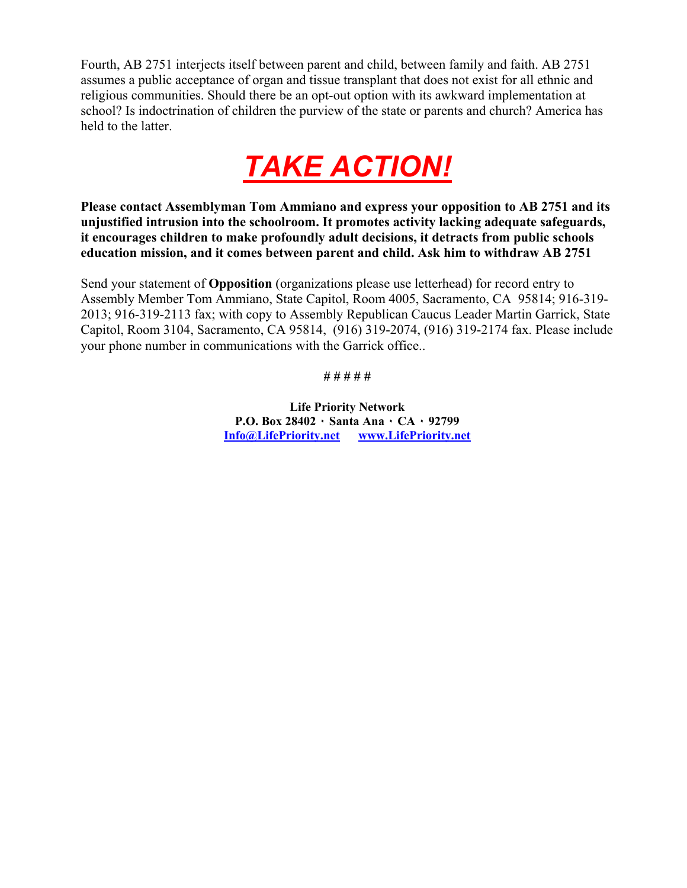Fourth, AB 2751 interjects itself between parent and child, between family and faith. AB 2751 assumes a public acceptance of organ and tissue transplant that does not exist for all ethnic and religious communities. Should there be an opt-out option with its awkward implementation at school? Is indoctrination of children the purview of the state or parents and church? America has held to the latter.

# ***TAKE ACTION!***

**Please contact Assemblyman Tom Ammiano and express your opposition to AB 2751 and its unjustified intrusion into the schoolroom. It promotes activity lacking adequate safeguards, it encourages children to make profoundly adult decisions, it detracts from public schools education mission, and it comes between parent and child. Ask him to withdraw AB 2751**

Send your statement of **Opposition** (organizations please use letterhead) for record entry to Assembly Member Tom Ammiano, State Capitol, Room 4005, Sacramento, CA 95814; 916-319-2013; 916-319-2113 fax; with copy to Assembly Republican Caucus Leader Martin Garrick, State Capitol, Room 3104, Sacramento, CA 95814, (916) 319-2074, (916) 319-2174 fax. Please include your phone number in communications with the Garrick office..

# # # # #

**Life Priority Network**
**P.O. Box 28402 · Santa Ana · CA · 92799**
**Info@LifePriority.net www.LifePriority.net**